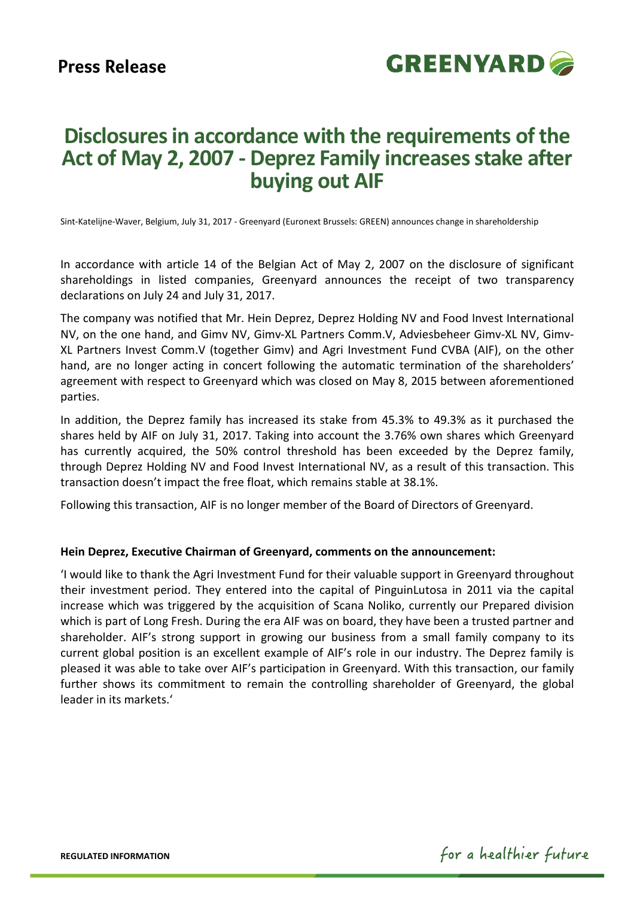**Press Release**

# Disclosures in accordance with the requirements of the Act of May 2, 2007 - Deprez Family increases stake after buying out AIF

Sint-Katelijne-Waver, Belgium, July 31, 2017 - Greenyard (Euronext Brussels: GREEN) announces change in shareholdership

In accordance with article 14 of the Belgian Act of May 2, 2007 on the disclosure of significant shareholdings in listed companies, Greenyard announces the receipt of two transparency declarations on July 24 and July 31, 2017.

The company was notified that Mr. Hein Deprez, Deprez Holding NV and Food Invest International NV, on the one hand, and Gimv NV, Gimv-XL Partners Comm.V, Adviesbeheer Gimv-XL NV, Gimv-XL Partners Invest Comm.V (together Gimv) and Agri Investment Fund CVBA (AIF), on the other hand, are no longer acting in concert following the automatic termination of the shareholders' agreement with respect to Greenyard which was closed on May 8, 2015 between aforementioned parties.

In addition, the Deprez family has increased its stake from 45.3% to 49.3% as it purchased the shares held by AIF on July 31, 2017. Taking into account the 3.76% own shares which Greenyard has currently acquired, the 50% control threshold has been exceeded by the Deprez family, through Deprez Holding NV and Food Invest International NV, as a result of this transaction. This transaction doesn't impact the free float, which remains stable at 38.1%.

Following this transaction, AIF is no longer member of the Board of Directors of Greenyard.

**Hein Deprez, Executive Chairman of Greenyard, comments on the announcement:**

'I would like to thank the Agri Investment Fund for their valuable support in Greenyard throughout their investment period. They entered into the capital of PinguinLutosa in 2011 via the capital increase which was triggered by the acquisition of Scana Noliko, currently our Prepared division which is part of Long Fresh. During the era AIF was on board, they have been a trusted partner and shareholder. AIF's strong support in growing our business from a small family company to its current global position is an excellent example of AIF's role in our industry. The Deprez family is pleased it was able to take over AIF's participation in Greenyard. With this transaction, our family further shows its commitment to remain the controlling shareholder of Greenyard, the global leader in its markets.'

**REGULATED INFORMATION**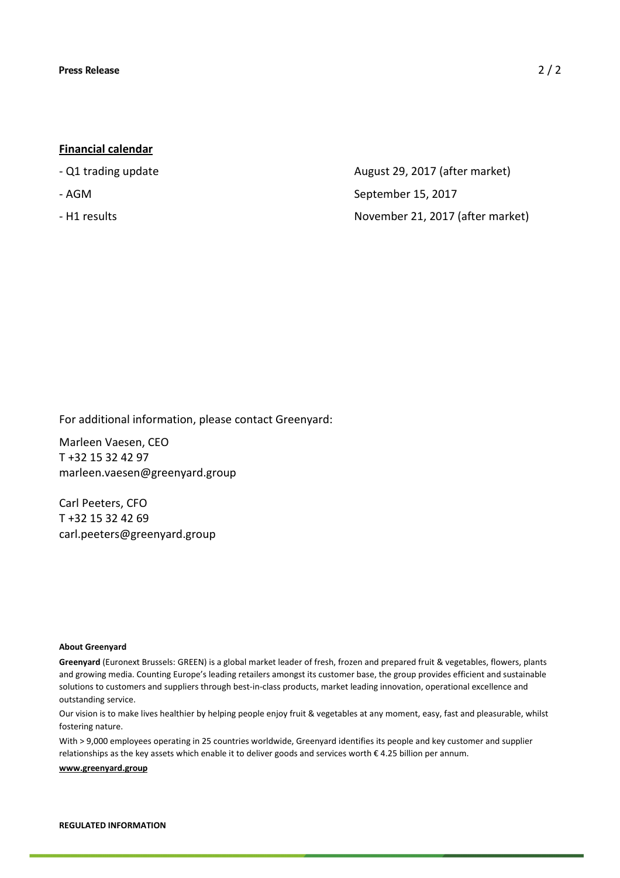**Financial calendar**

| | |
|---|---|
| - Q1 trading update | August 29, 2017 (after market) |
| - AGM | September 15, 2017 |
| - H1 results | November 21, 2017 (after market) |

For additional information, please contact Greenyard:

Marleen Vaesen, CEO
T +32 15 32 42 97
marleen.vaesen@greenyard.group

Carl Peeters, CFO
T +32 15 32 42 69
carl.peeters@greenyard.group

**About Greenyard**

**Greenyard** (Euronext Brussels: GREEN) is a global market leader of fresh, frozen and prepared fruit & vegetables, flowers, plants and growing media. Counting Europe's leading retailers amongst its customer base, the group provides efficient and sustainable solutions to customers and suppliers through best-in-class products, market leading innovation, operational excellence and outstanding service.

Our vision is to make lives healthier by helping people enjoy fruit & vegetables at any moment, easy, fast and pleasurable, whilst fostering nature.

With > 9,000 employees operating in 25 countries worldwide, Greenyard identifies its people and key customer and supplier relationships as the key assets which enable it to deliver goods and services worth € 4.25 billion per annum.

**www.greenyard.group**

**REGULATED INFORMATION**